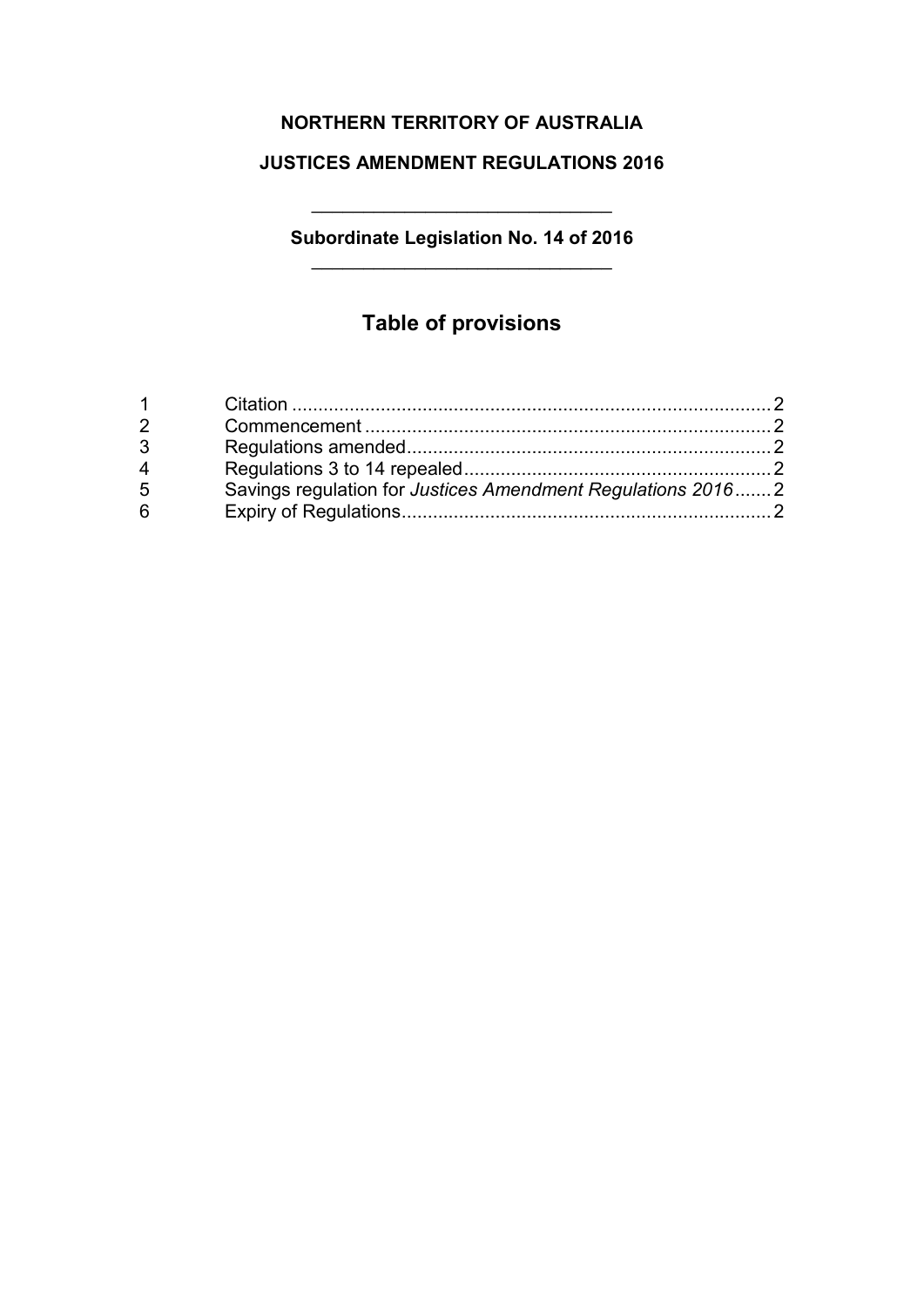**NORTHERN TERRITORY OF AUSTRALIA**

**JUSTICES AMENDMENT REGULATIONS 2016**

---

**Subordinate Legislation No. 14 of 2016**

---

## Table of provisions

| | | |
|---|---|---|
| 1 | Citation | 2 |
| 2 | Commencement | 2 |
| 3 | Regulations amended | 2 |
| 4 | Regulations 3 to 14 repealed | 2 |
| 5 | Savings regulation for *Justices Amendment Regulations 2016* | 2 |
| 6 | Expiry of Regulations | 2 |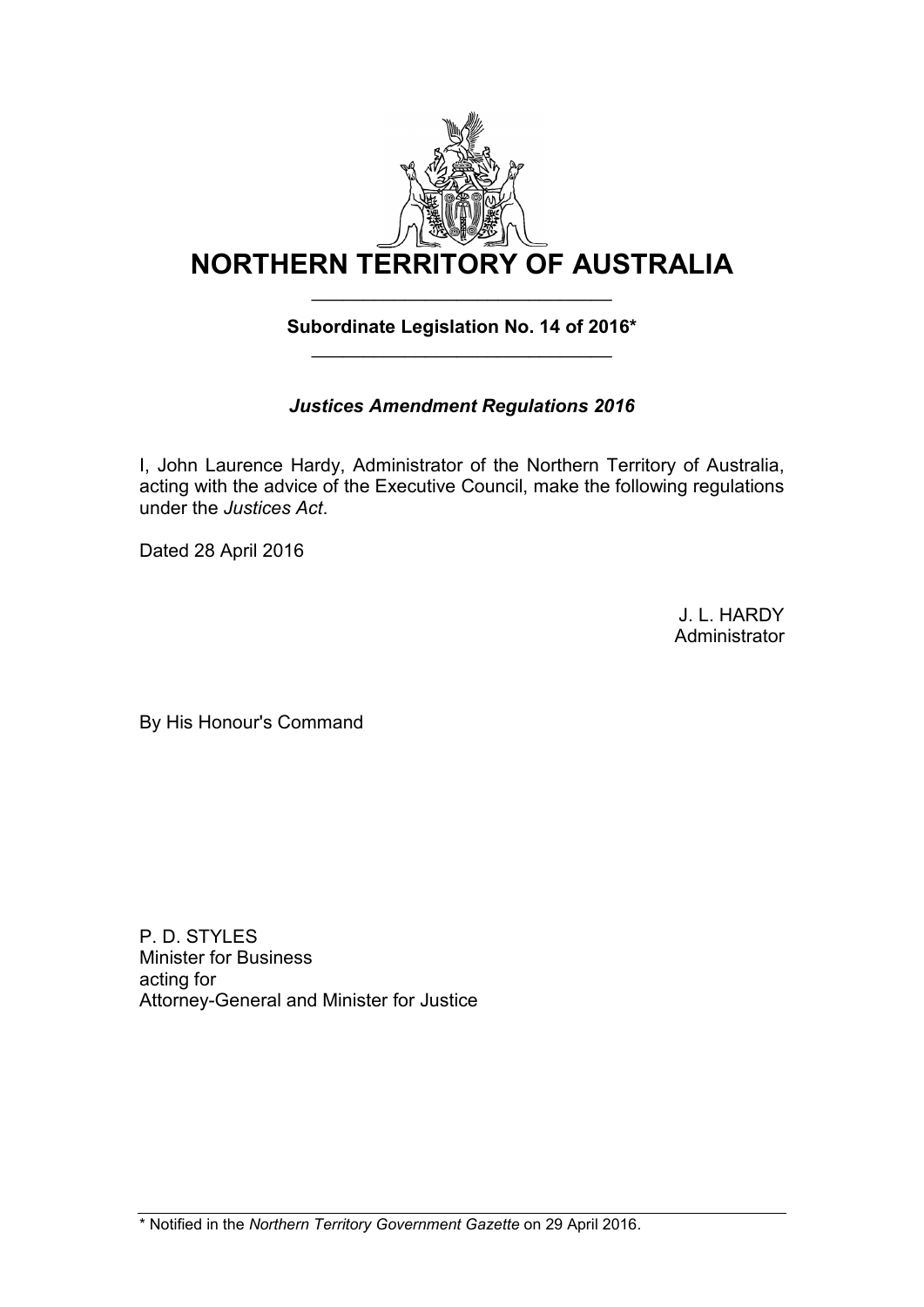# NORTHERN TERRITORY OF AUSTRALIA

**Subordinate Legislation No. 14 of 2016***

***Justices Amendment Regulations 2016***

I, John Laurence Hardy, Administrator of the Northern Territory of Australia, acting with the advice of the Executive Council, make the following regulations under the *Justices Act*.

Dated 28 April 2016

J. L. HARDY
Administrator

By His Honour's Command

P. D. STYLES
Minister for Business
acting for
Attorney-General and Minister for Justice

* Notified in the *Northern Territory Government Gazette* on 29 April 2016.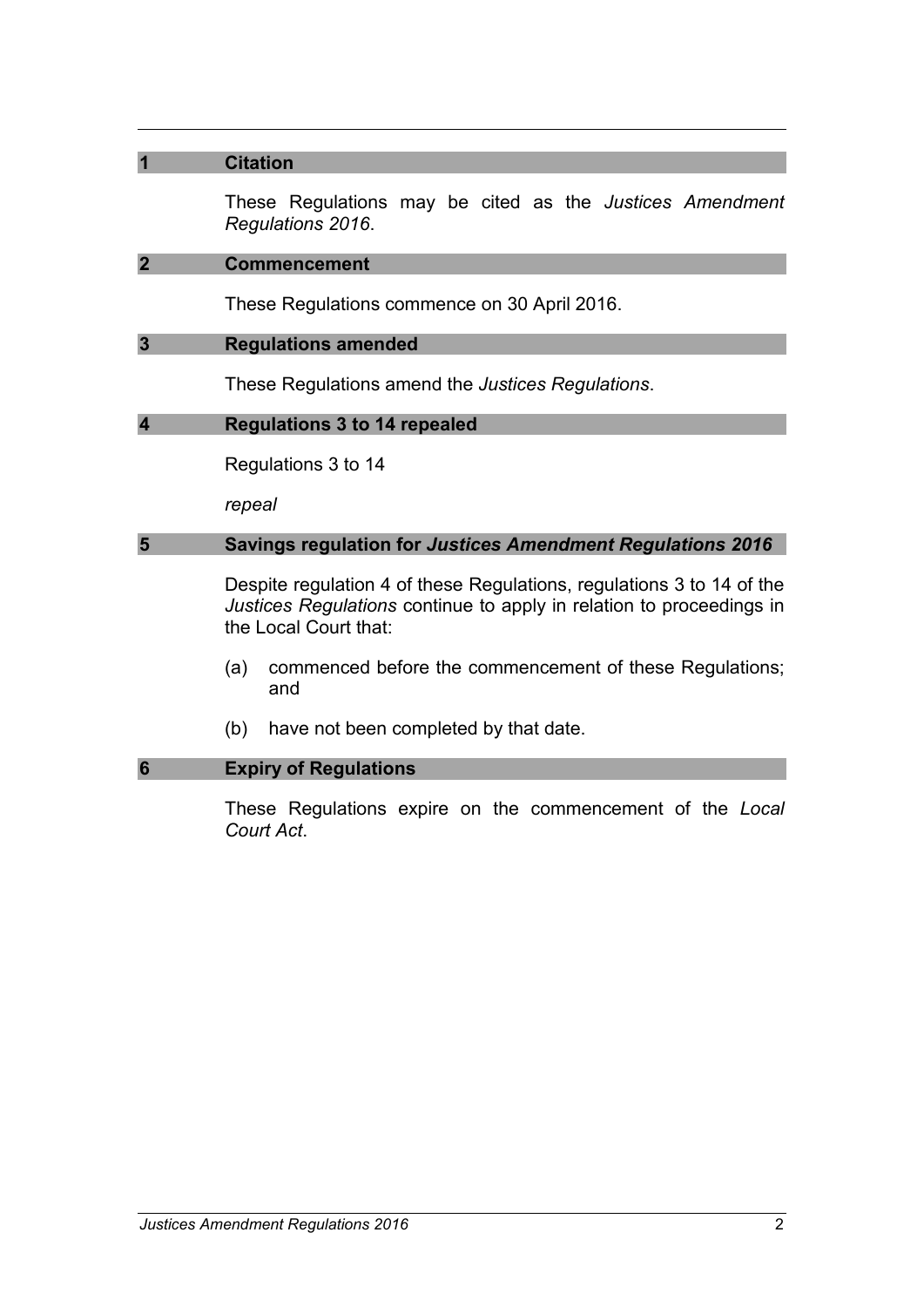## 1 Citation

These Regulations may be cited as the *Justices Amendment Regulations 2016*.

## 2 Commencement

These Regulations commence on 30 April 2016.

## 3 Regulations amended

These Regulations amend the *Justices Regulations*.

## 4 Regulations 3 to 14 repealed

Regulations 3 to 14

*repeal*

## 5 Savings regulation for *Justices Amendment Regulations 2016*

Despite regulation 4 of these Regulations, regulations 3 to 14 of the *Justices Regulations* continue to apply in relation to proceedings in the Local Court that:

(a) commenced before the commencement of these Regulations; and

(b) have not been completed by that date.

## 6 Expiry of Regulations

These Regulations expire on the commencement of the *Local Court Act*.